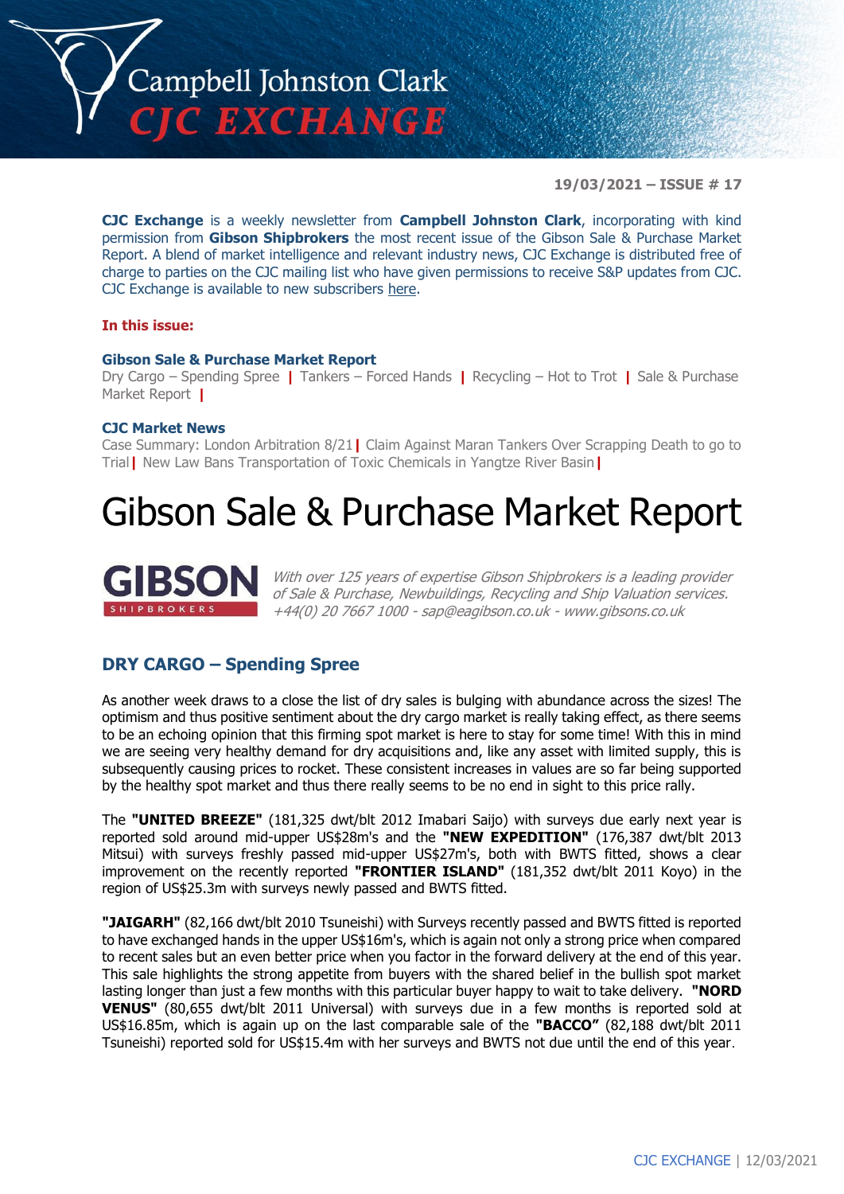# Campbell Johnston Clark CJC EXCHANGE

**19/03/2021 – ISSUE # 17**

**CJC Exchange** is a weekly newsletter from **Campbell Johnston Clark**, incorporating with kind permission from **Gibson Shipbrokers** the most recent issue of the Gibson Sale & Purchase Market Report. A blend of market intelligence and relevant industry news, CJC Exchange is distributed free of charge to parties on the CJC mailing list who have given permissions to receive S&P updates from CJC. CJC Exchange is available to new subscribers here.

**In this issue:**

**Gibson Sale & Purchase Market Report**
Dry Cargo – Spending Spree | Tankers – Forced Hands | Recycling – Hot to Trot | Sale & Purchase Market Report |

**CJC Market News**
Case Summary: London Arbitration 8/21 | Claim Against Maran Tankers Over Scrapping Death to go to Trial | New Law Bans Transportation of Toxic Chemicals in Yangtze River Basin |

# Gibson Sale & Purchase Market Report

**GIBSON** SHIPBROKERS

*With over 125 years of expertise Gibson Shipbrokers is a leading provider of Sale & Purchase, Newbuildings, Recycling and Ship Valuation services. +44(0) 20 7667 1000 - sap@eagibson.co.uk - www.gibsons.co.uk*

## DRY CARGO – Spending Spree

As another week draws to a close the list of dry sales is bulging with abundance across the sizes! The optimism and thus positive sentiment about the dry cargo market is really taking effect, as there seems to be an echoing opinion that this firming spot market is here to stay for some time! With this in mind we are seeing very healthy demand for dry acquisitions and, like any asset with limited supply, this is subsequently causing prices to rocket. These consistent increases in values are so far being supported by the healthy spot market and thus there really seems to be no end in sight to this price rally.

The **"UNITED BREEZE"** (181,325 dwt/blt 2012 Imabari Saijo) with surveys due early next year is reported sold around mid-upper US$28m's and the **"NEW EXPEDITION"** (176,387 dwt/blt 2013 Mitsui) with surveys freshly passed mid-upper US$27m's, both with BWTS fitted, shows a clear improvement on the recently reported **"FRONTIER ISLAND"** (181,352 dwt/blt 2011 Koyo) in the region of US$25.3m with surveys newly passed and BWTS fitted.

**"JAIGARH"** (82,166 dwt/blt 2010 Tsuneishi) with Surveys recently passed and BWTS fitted is reported to have exchanged hands in the upper US$16m's, which is again not only a strong price when compared to recent sales but an even better price when you factor in the forward delivery at the end of this year. This sale highlights the strong appetite from buyers with the shared belief in the bullish spot market lasting longer than just a few months with this particular buyer happy to wait to take delivery. **"NORD VENUS"** (80,655 dwt/blt 2011 Universal) with surveys due in a few months is reported sold at US$16.85m, which is again up on the last comparable sale of the **"BACCO"** (82,188 dwt/blt 2011 Tsuneishi) reported sold for US$15.4m with her surveys and BWTS not due until the end of this year.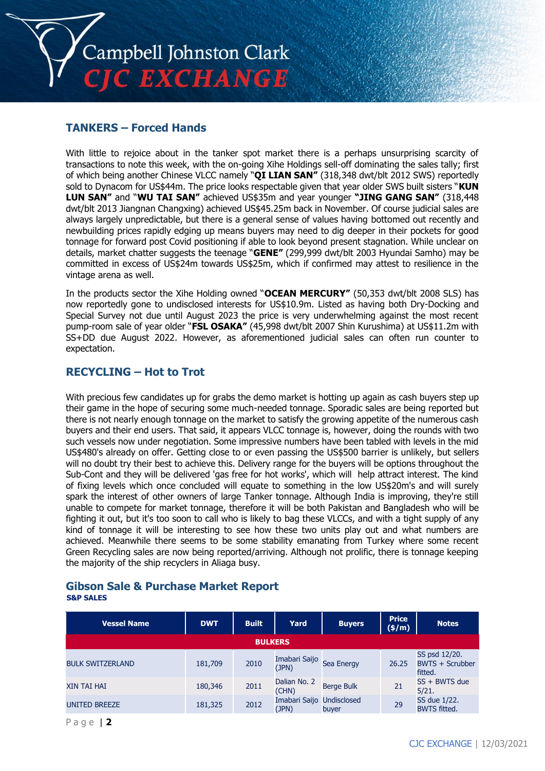## TANKERS – Forced Hands

With little to rejoice about in the tanker spot market there is a perhaps unsurprising scarcity of transactions to note this week, with the on-going Xihe Holdings sell-off dominating the sales tally; first of which being another Chinese VLCC namely "**QI LIAN SAN**" (318,348 dwt/blt 2012 SWS) reportedly sold to Dynacom for US$44m. The price looks respectable given that year older SWS built sisters "**KUN LUN SAN**" and "**WU TAI SAN**" achieved US$35m and year younger **"JING GANG SAN"** (318,448 dwt/blt 2013 Jiangnan Changxing) achieved US$45.25m back in November. Of course judicial sales are always largely unpredictable, but there is a general sense of values having bottomed out recently and newbuilding prices rapidly edging up means buyers may need to dig deeper in their pockets for good tonnage for forward post Covid positioning if able to look beyond present stagnation. While unclear on details, market chatter suggests the teenage "**GENE**" (299,999 dwt/blt 2003 Hyundai Samho) may be committed in excess of US$24m towards US$25m, which if confirmed may attest to resilience in the vintage arena as well.

In the products sector the Xihe Holding owned "**OCEAN MERCURY**" (50,353 dwt/blt 2008 SLS) has now reportedly gone to undisclosed interests for US$10.9m. Listed as having both Dry-Docking and Special Survey not due until August 2023 the price is very underwhelming against the most recent pump-room sale of year older "**FSL OSAKA**" (45,998 dwt/blt 2007 Shin Kurushima) at US$11.2m with SS+DD due August 2022. However, as aforementioned judicial sales can often run counter to expectation.

## RECYCLING – Hot to Trot

With precious few candidates up for grabs the demo market is hotting up again as cash buyers step up their game in the hope of securing some much-needed tonnage. Sporadic sales are being reported but there is not nearly enough tonnage on the market to satisfy the growing appetite of the numerous cash buyers and their end users. That said, it appears VLCC tonnage is, however, doing the rounds with two such vessels now under negotiation. Some impressive numbers have been tabled with levels in the mid US$480's already on offer. Getting close to or even passing the US$500 barrier is unlikely, but sellers will no doubt try their best to achieve this. Delivery range for the buyers will be options throughout the Sub-Cont and they will be delivered 'gas free for hot works', which will help attract interest. The kind of fixing levels which once concluded will equate to something in the low US$20m's and will surely spark the interest of other owners of large Tanker tonnage. Although India is improving, they're still unable to compete for market tonnage, therefore it will be both Pakistan and Bangladesh who will be fighting it out, but it's too soon to call who is likely to bag these VLCCs, and with a tight supply of any kind of tonnage it will be interesting to see how these two units play out and what numbers are achieved. Meanwhile there seems to be some stability emanating from Turkey where some recent Green Recycling sales are now being reported/arriving. Although not prolific, there is tonnage keeping the majority of the ship recyclers in Aliaga busy.

## Gibson Sale & Purchase Market Report

**S&P SALES**

| Vessel Name | DWT | Built | Yard | Buyers | Price ($/m) | Notes |
|---|---|---|---|---|---|---|
| **BULKERS** | | | | | | |
| BULK SWITZERLAND | 181,709 | 2010 | Imabari Saijo (JPN) | Sea Energy | 26.25 | SS psd 12/20. BWTS + Scrubber fitted. |
| XIN TAI HAI | 180,346 | 2011 | Dalian No. 2 (CHN) | Berge Bulk | 21 | SS + BWTS due 5/21. |
| UNITED BREEZE | 181,325 | 2012 | Imabari Saijo (JPN) | Undisclosed buyer | 29 | SS due 1/22. BWTS fitted. |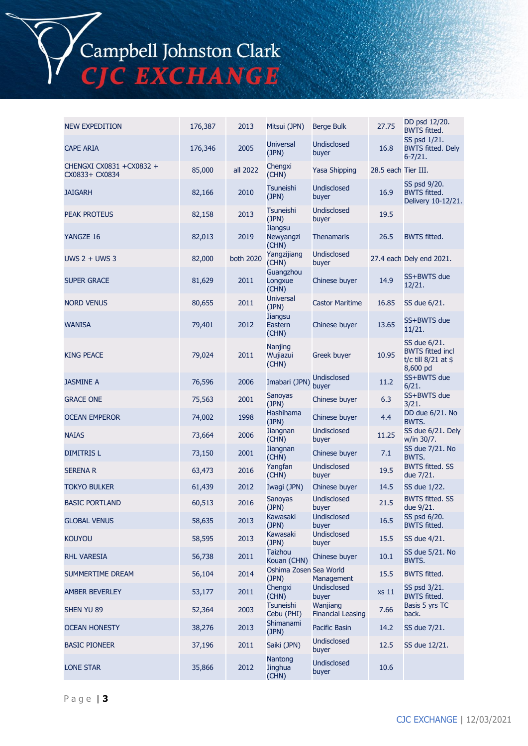| | | | | | | |
|---|---|---|---|---|---|---|
| NEW EXPEDITION | 176,387 | 2013 | Mitsui (JPN) | Berge Bulk | 27.75 | DD psd 12/20. BWTS fitted. |
| CAPE ARIA | 176,346 | 2005 | Universal (JPN) | Undisclosed buyer | 16.8 | SS psd 1/21. BWTS fitted. Dely 6-7/21. |
| CHENGXI CX0831 +CX0832 + CX0833+ CX0834 | 85,000 | all 2022 | Chengxi (CHN) | Yasa Shipping | 28.5 each | Tier III. |
| JAIGARH | 82,166 | 2010 | Tsuneishi (JPN) | Undisclosed buyer | 16.9 | SS psd 9/20. BWTS fitted. Delivery 10-12/21. |
| PEAK PROTEUS | 82,158 | 2013 | Tsuneishi (JPN) | Undisclosed buyer | 19.5 | |
| YANGZE 16 | 82,013 | 2019 | Jiangsu Newyangzi (CHN) | Thenamaris | 26.5 | BWTS fitted. |
| UWS 2 + UWS 3 | 82,000 | both 2020 | Yangzijiang (CHN) | Undisclosed buyer | 27.4 each | Dely end 2021. |
| SUPER GRACE | 81,629 | 2011 | Guangzhou Longxue (CHN) | Chinese buyer | 14.9 | SS+BWTS due 12/21. |
| NORD VENUS | 80,655 | 2011 | Universal (JPN) | Castor Maritime | 16.85 | SS due 6/21. |
| WANISA | 79,401 | 2012 | Jiangsu Eastern (CHN) | Chinese buyer | 13.65 | SS+BWTS due 11/21. |
| KING PEACE | 79,024 | 2011 | Nanjing Wujiazui (CHN) | Greek buyer | 10.95 | SS due 6/21. BWTS fitted incl t/c till 8/21 at $ 8,600 pd |
| JASMINE A | 76,596 | 2006 | Imabari (JPN) | Undisclosed buyer | 11.2 | SS+BWTS due 6/21. |
| GRACE ONE | 75,563 | 2001 | Sanoyas (JPN) | Chinese buyer | 6.3 | SS+BWTS due 3/21. |
| OCEAN EMPEROR | 74,002 | 1998 | Hashihama (JPN) | Chinese buyer | 4.4 | DD due 6/21. No BWTS. |
| NAIAS | 73,664 | 2006 | Jiangnan (CHN) | Undisclosed buyer | 11.25 | SS due 6/21. Dely w/in 30/7. |
| DIMITRIS L | 73,150 | 2001 | Jiangnan (CHN) | Chinese buyer | 7.1 | SS due 7/21. No BWTS. |
| SERENA R | 63,473 | 2016 | Yangfan (CHN) | Undisclosed buyer | 19.5 | BWTS fitted. SS due 7/21. |
| TOKYO BULKER | 61,439 | 2012 | Iwagi (JPN) | Chinese buyer | 14.5 | SS due 1/22. |
| BASIC PORTLAND | 60,513 | 2016 | Sanoyas (JPN) | Undisclosed buyer | 21.5 | BWTS fitted. SS due 9/21. |
| GLOBAL VENUS | 58,635 | 2013 | Kawasaki (JPN) | Undisclosed buyer | 16.5 | SS psd 6/20. BWTS fitted. |
| KOUYOU | 58,595 | 2013 | Kawasaki (JPN) | Undisclosed buyer | 15.5 | SS due 4/21. |
| RHL VARESIA | 56,738 | 2011 | Taizhou Kouan (CHN) | Chinese buyer | 10.1 | SS due 5/21. No BWTS. |
| SUMMERTIME DREAM | 56,104 | 2014 | Oshima Zosen (JPN) | Sea World Management | 15.5 | BWTS fitted. |
| AMBER BEVERLEY | 53,177 | 2011 | Chengxi (CHN) | Undisclosed buyer | xs 11 | SS psd 3/21. BWTS fitted. |
| SHEN YU 89 | 52,364 | 2003 | Tsuneishi Cebu (PHI) | Wanjiang Financial Leasing | 7.66 | Basis 5 yrs TC back. |
| OCEAN HONESTY | 38,276 | 2013 | Shimanami (JPN) | Pacific Basin | 14.2 | SS due 7/21. |
| BASIC PIONEER | 37,196 | 2011 | Saiki (JPN) | Undisclosed buyer | 12.5 | SS due 12/21. |
| LONE STAR | 35,866 | 2012 | Nantong Jinghua (CHN) | Undisclosed buyer | 10.6 | |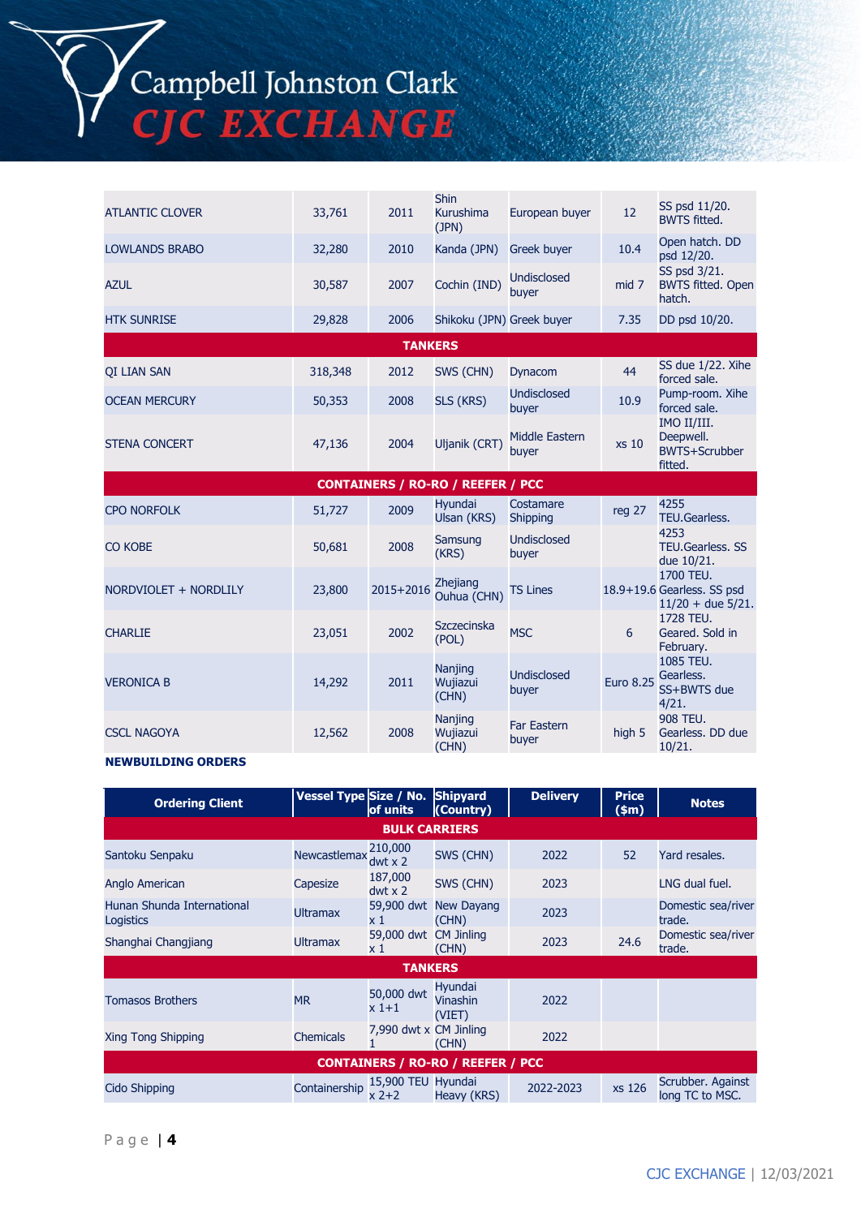| | | | | | | |
|---|---|---|---|---|---|---|
| ATLANTIC CLOVER | 33,761 | 2011 | Shin Kurushima (JPN) | European buyer | 12 | SS psd 11/20. BWTS fitted. |
| LOWLANDS BRABO | 32,280 | 2010 | Kanda (JPN) | Greek buyer | 10.4 | Open hatch. DD psd 12/20. |
| AZUL | 30,587 | 2007 | Cochin (IND) | Undisclosed buyer | mid 7 | SS psd 3/21. BWTS fitted. Open hatch. |
| HTK SUNRISE | 29,828 | 2006 | Shikoku (JPN) | Greek buyer | 7.35 | DD psd 10/20. |
| **TANKERS** | | | | | | |
| QI LIAN SAN | 318,348 | 2012 | SWS (CHN) | Dynacom | 44 | SS due 1/22. Xihe forced sale. |
| OCEAN MERCURY | 50,353 | 2008 | SLS (KRS) | Undisclosed buyer | 10.9 | Pump-room. Xihe forced sale. |
| STENA CONCERT | 47,136 | 2004 | Uljanik (CRT) | Middle Eastern buyer | xs 10 | IMO II/III. Deepwell. BWTS+Scrubber fitted. |
| **CONTAINERS / RO-RO / REEFER / PCC** | | | | | | |
| CPO NORFOLK | 51,727 | 2009 | Hyundai Ulsan (KRS) | Costamare Shipping | reg 27 | 4255 TEU.Gearless. |
| CO KOBE | 50,681 | 2008 | Samsung (KRS) | Undisclosed buyer | | 4253 TEU.Gearless. SS due 10/21. |
| NORDVIOLET + NORDLILY | 23,800 | 2015+2016 | Zhejiang Ouhua (CHN) | TS Lines | 18.9+19.6 | 1700 TEU. Gearless. SS psd 11/20 + due 5/21. |
| CHARLIE | 23,051 | 2002 | Szczecinska (POL) | MSC | 6 | 1728 TEU. Geared. Sold in February. |
| VERONICA B | 14,292 | 2011 | Nanjing Wujiazui (CHN) | Undisclosed buyer | Euro 8.25 | 1085 TEU. Gearless. SS+BWTS due 4/21. |
| CSCL NAGOYA | 12,562 | 2008 | Nanjing Wujiazui (CHN) | Far Eastern buyer | high 5 | 908 TEU. Gearless. DD due 10/21. |

**NEWBUILDING ORDERS**

| Ordering Client | Vessel Type | Size / No. of units | Shipyard (Country) | Delivery | Price ($m) | Notes |
|---|---|---|---|---|---|---|
| **BULK CARRIERS** | | | | | | |
| Santoku Senpaku | Newcastlemax | 210,000 dwt x 2 | SWS (CHN) | 2022 | 52 | Yard resales. |
| Anglo American | Capesize | 187,000 dwt x 2 | SWS (CHN) | 2023 | | LNG dual fuel. |
| Hunan Shunda International Logistics | Ultramax | 59,900 dwt x 1 | New Dayang (CHN) | 2023 | | Domestic sea/river trade. |
| Shanghai Changjiang | Ultramax | 59,000 dwt x 1 | CM Jinling (CHN) | 2023 | 24.6 | Domestic sea/river trade. |
| **TANKERS** | | | | | | |
| Tomasos Brothers | MR | 50,000 dwt x 1+1 | Hyundai Vinashin (VIET) | 2022 | | |
| Xing Tong Shipping | Chemicals | 7,990 dwt x 1 | CM Jinling (CHN) | 2022 | | |
| **CONTAINERS / RO-RO / REEFER / PCC** | | | | | | |
| Cido Shipping | Containership | 15,900 TEU x 2+2 | Hyundai Heavy (KRS) | 2022-2023 | xs 126 | Scrubber. Against long TC to MSC. |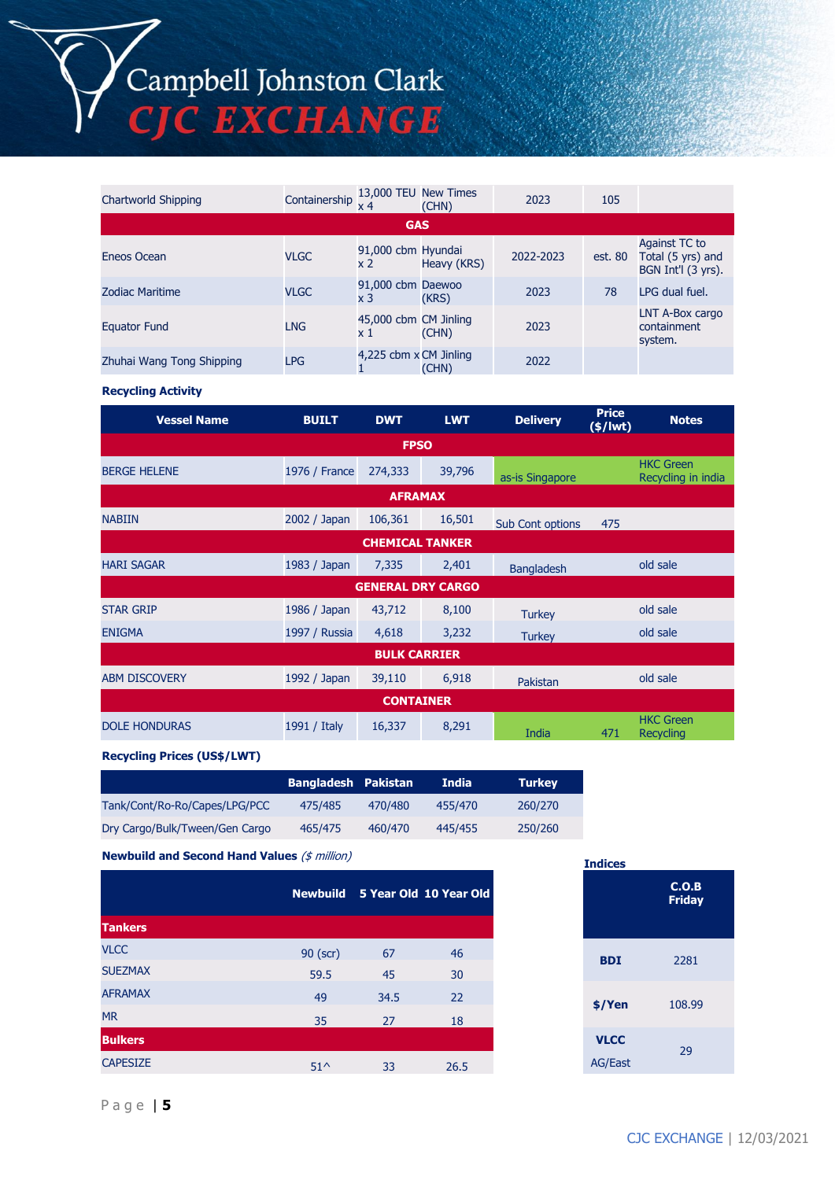| | | | | | | |
|---|---|---|---|---|---|---|
| Chartworld Shipping | Containership | 13,000 TEU x 4 | New Times (CHN) | 2023 | 105 | |
| **GAS** | | | | | | |
| Eneos Ocean | VLGC | 91,000 cbm x 2 | Hyundai Heavy (KRS) | 2022-2023 | est. 80 | Against TC to Total (5 yrs) and BGN Int'l (3 yrs). |
| Zodiac Maritime | VLGC | 91,000 cbm x 3 | Daewoo (KRS) | 2023 | 78 | LPG dual fuel. |
| Equator Fund | LNG | 45,000 cbm x 1 | CM Jinling (CHN) | 2023 | | LNT A-Box cargo containment system. |
| Zhuhai Wang Tong Shipping | LPG | 4,225 cbm x 1 | CM Jinling (CHN) | 2022 | | |

**Recycling Activity**

| Vessel Name | BUILT | DWT | LWT | Delivery | Price ($/lwt) | Notes |
|---|---|---|---|---|---|---|
| **FPSO** | | | | | | |
| BERGE HELENE | 1976 / France | 274,333 | 39,796 | as-is Singapore | | HKC Green Recycling in india |
| **AFRAMAX** | | | | | | |
| NABIIN | 2002 / Japan | 106,361 | 16,501 | Sub Cont options | 475 | |
| **CHEMICAL TANKER** | | | | | | |
| HARI SAGAR | 1983 / Japan | 7,335 | 2,401 | Bangladesh | | old sale |
| **GENERAL DRY CARGO** | | | | | | |
| STAR GRIP | 1986 / Japan | 43,712 | 8,100 | Turkey | | old sale |
| ENIGMA | 1997 / Russia | 4,618 | 3,232 | Turkey | | old sale |
| **BULK CARRIER** | | | | | | |
| ABM DISCOVERY | 1992 / Japan | 39,110 | 6,918 | Pakistan | | old sale |
| **CONTAINER** | | | | | | |
| DOLE HONDURAS | 1991 / Italy | 16,337 | 8,291 | India | 471 | HKC Green Recycling |

**Recycling Prices (US$/LWT)**

| | Bangladesh | Pakistan | India | Turkey |
|---|---|---|---|---|
| Tank/Cont/Ro-Ro/Capes/LPG/PCC | 475/485 | 470/480 | 455/470 | 260/270 |
| Dry Cargo/Bulk/Tween/Gen Cargo | 465/475 | 460/470 | 445/455 | 250/260 |

**Newbuild and Second Hand Values** *($ million)*

| | Newbuild | 5 Year Old | 10 Year Old |
|---|---|---|---|
| **Tankers** | | | |
| VLCC | 90 (scr) | 67 | 46 |
| SUEZMAX | 59.5 | 45 | 30 |
| AFRAMAX | 49 | 34.5 | 22 |
| MR | 35 | 27 | 18 |
| **Bulkers** | | | |
| CAPESIZE | 51^ | 33 | 26.5 |

**Indices**

| | C.O.B Friday |
|---|---|
| BDI | 2281 |
| $/Yen | 108.99 |
| VLCC AG/East | 29 |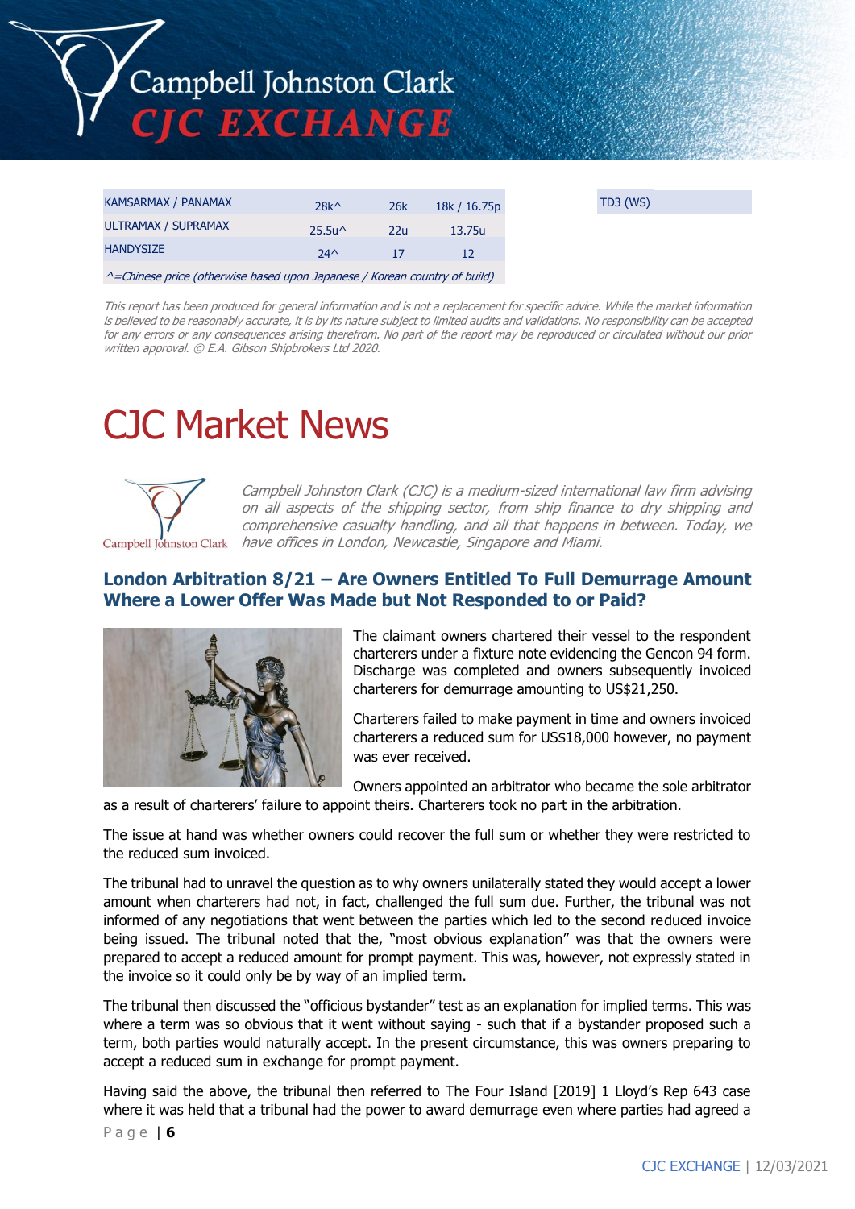| KAMSARMAX / PANAMAX | 28k^ | 26k | 18k / 16.75p |
|---|---|---|---|
| ULTRAMAX / SUPRAMAX | 25.5u^ | 22u | 13.75u |
| HANDYSIZE | 24^ | 17 | 12 |

*^=Chinese price (otherwise based upon Japanese / Korean country of build)*

TD3 (WS)

*This report has been produced for general information and is not a replacement for specific advice. While the market information is believed to be reasonably accurate, it is by its nature subject to limited audits and validations. No responsibility can be accepted for any errors or any consequences arising therefrom. No part of the report may be reproduced or circulated without our prior written approval. © E.A. Gibson Shipbrokers Ltd 2020.*

# CJC Market News

*Campbell Johnston Clark (CJC) is a medium-sized international law firm advising on all aspects of the shipping sector, from ship finance to dry shipping and comprehensive casualty handling, and all that happens in between. Today, we have offices in London, Newcastle, Singapore and Miami.*

## London Arbitration 8/21 – Are Owners Entitled To Full Demurrage Amount Where a Lower Offer Was Made but Not Responded to or Paid?

The claimant owners chartered their vessel to the respondent charterers under a fixture note evidencing the Gencon 94 form. Discharge was completed and owners subsequently invoiced charterers for demurrage amounting to US$21,250.

Charterers failed to make payment in time and owners invoiced charterers a reduced sum for US$18,000 however, no payment was ever received.

Owners appointed an arbitrator who became the sole arbitrator as a result of charterers' failure to appoint theirs. Charterers took no part in the arbitration.

The issue at hand was whether owners could recover the full sum or whether they were restricted to the reduced sum invoiced.

The tribunal had to unravel the question as to why owners unilaterally stated they would accept a lower amount when charterers had not, in fact, challenged the full sum due. Further, the tribunal was not informed of any negotiations that went between the parties which led to the second reduced invoice being issued. The tribunal noted that the, "most obvious explanation" was that the owners were prepared to accept a reduced amount for prompt payment. This was, however, not expressly stated in the invoice so it could only be by way of an implied term.

The tribunal then discussed the "officious bystander" test as an explanation for implied terms. This was where a term was so obvious that it went without saying - such that if a bystander proposed such a term, both parties would naturally accept. In the present circumstance, this was owners preparing to accept a reduced sum in exchange for prompt payment.

Having said the above, the tribunal then referred to The Four Island [2019] 1 Lloyd's Rep 643 case where it was held that a tribunal had the power to award demurrage even where parties had agreed a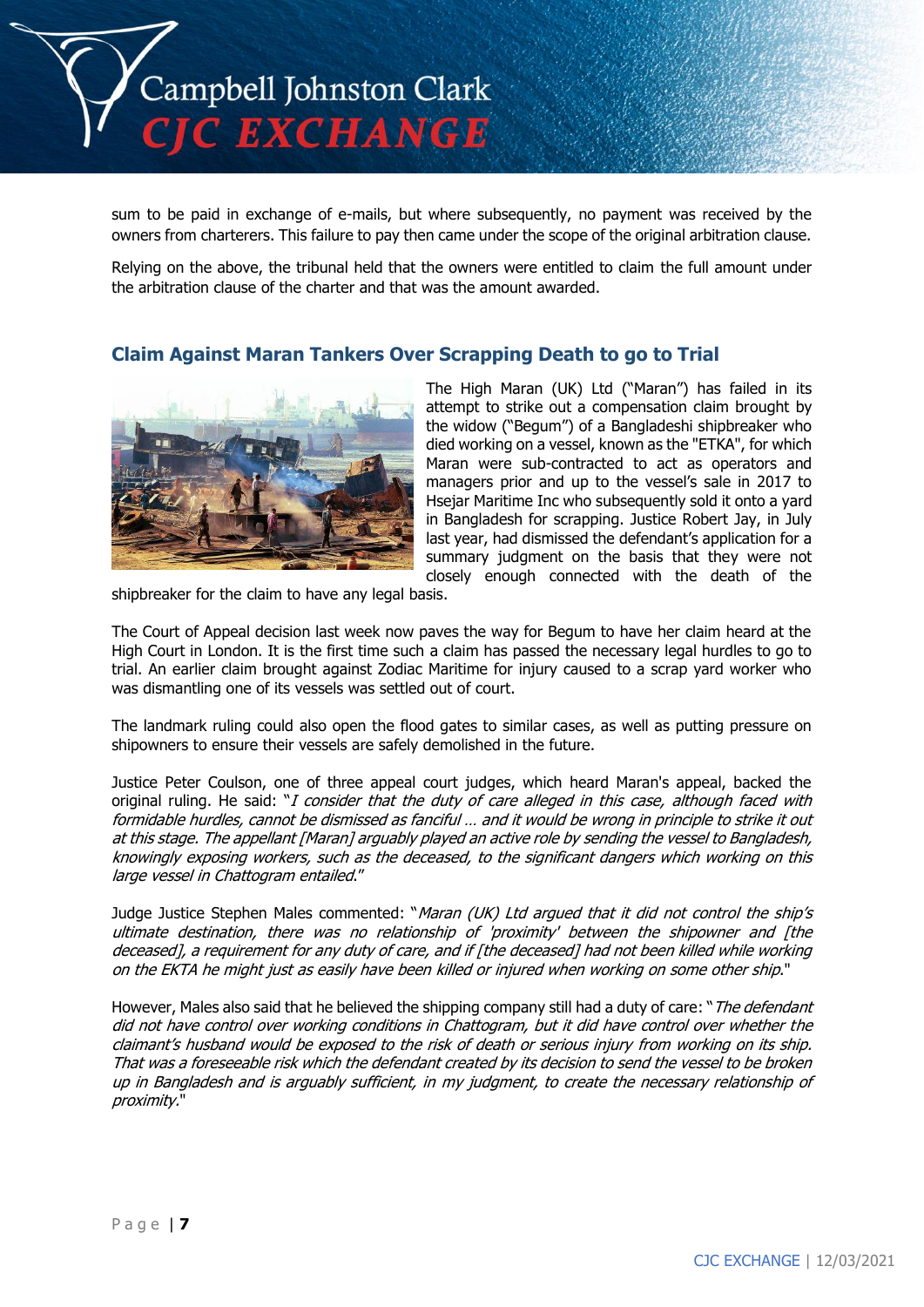sum to be paid in exchange of e-mails, but where subsequently, no payment was received by the owners from charterers. This failure to pay then came under the scope of the original arbitration clause.

Relying on the above, the tribunal held that the owners were entitled to claim the full amount under the arbitration clause of the charter and that was the amount awarded.

## Claim Against Maran Tankers Over Scrapping Death to go to Trial

The High Maran (UK) Ltd ("Maran") has failed in its attempt to strike out a compensation claim brought by the widow ("Begum") of a Bangladeshi shipbreaker who died working on a vessel, known as the "ETKA", for which Maran were sub-contracted to act as operators and managers prior and up to the vessel's sale in 2017 to Hsejar Maritime Inc who subsequently sold it onto a yard in Bangladesh for scrapping. Justice Robert Jay, in July last year, had dismissed the defendant's application for a summary judgment on the basis that they were not closely enough connected with the death of the shipbreaker for the claim to have any legal basis.

The Court of Appeal decision last week now paves the way for Begum to have her claim heard at the High Court in London. It is the first time such a claim has passed the necessary legal hurdles to go to trial. An earlier claim brought against Zodiac Maritime for injury caused to a scrap yard worker who was dismantling one of its vessels was settled out of court.

The landmark ruling could also open the flood gates to similar cases, as well as putting pressure on shipowners to ensure their vessels are safely demolished in the future.

Justice Peter Coulson, one of three appeal court judges, which heard Maran's appeal, backed the original ruling. He said: "*I consider that the duty of care alleged in this case, although faced with formidable hurdles, cannot be dismissed as fanciful … and it would be wrong in principle to strike it out at this stage. The appellant [Maran] arguably played an active role by sending the vessel to Bangladesh, knowingly exposing workers, such as the deceased, to the significant dangers which working on this large vessel in Chattogram entailed.*"

Judge Justice Stephen Males commented: "*Maran (UK) Ltd argued that it did not control the ship's ultimate destination, there was no relationship of 'proximity' between the shipowner and [the deceased], a requirement for any duty of care, and if [the deceased] had not been killed while working on the EKTA he might just as easily have been killed or injured when working on some other ship.*"

However, Males also said that he believed the shipping company still had a duty of care: "*The defendant did not have control over working conditions in Chattogram, but it did have control over whether the claimant's husband would be exposed to the risk of death or serious injury from working on its ship. That was a foreseeable risk which the defendant created by its decision to send the vessel to be broken up in Bangladesh and is arguably sufficient, in my judgment, to create the necessary relationship of proximity.*"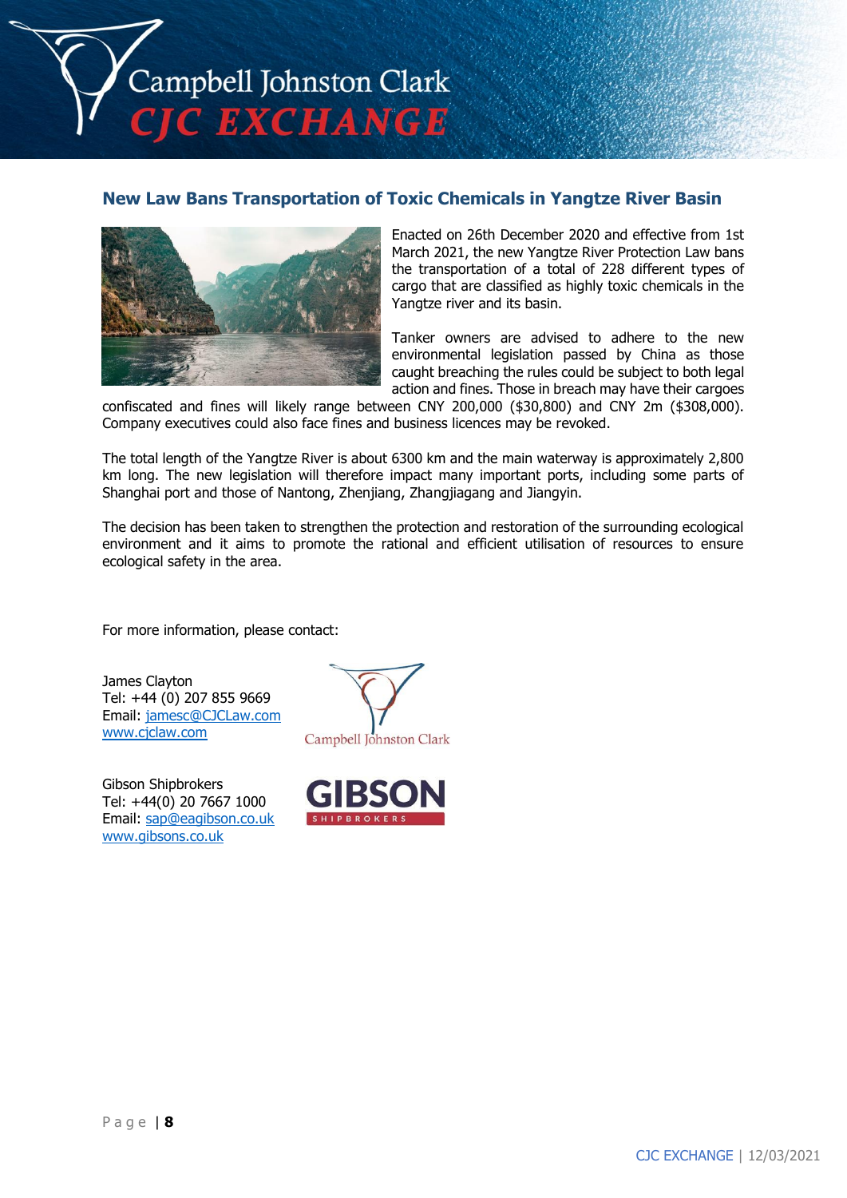## New Law Bans Transportation of Toxic Chemicals in Yangtze River Basin

Enacted on 26th December 2020 and effective from 1st March 2021, the new Yangtze River Protection Law bans the transportation of a total of 228 different types of cargo that are classified as highly toxic chemicals in the Yangtze river and its basin.

Tanker owners are advised to adhere to the new environmental legislation passed by China as those caught breaching the rules could be subject to both legal action and fines. Those in breach may have their cargoes confiscated and fines will likely range between CNY 200,000 ($30,800) and CNY 2m ($308,000). Company executives could also face fines and business licences may be revoked.

The total length of the Yangtze River is about 6300 km and the main waterway is approximately 2,800 km long. The new legislation will therefore impact many important ports, including some parts of Shanghai port and those of Nantong, Zhenjiang, Zhangjiagang and Jiangyin.

The decision has been taken to strengthen the protection and restoration of the surrounding ecological environment and it aims to promote the rational and efficient utilisation of resources to ensure ecological safety in the area.

For more information, please contact:

James Clayton
Tel: +44 (0) 207 855 9669
Email: jamesc@CJCLaw.com
www.cjclaw.com

Gibson Shipbrokers
Tel: +44(0) 20 7667 1000
Email: sap@eagibson.co.uk
www.gibsons.co.uk